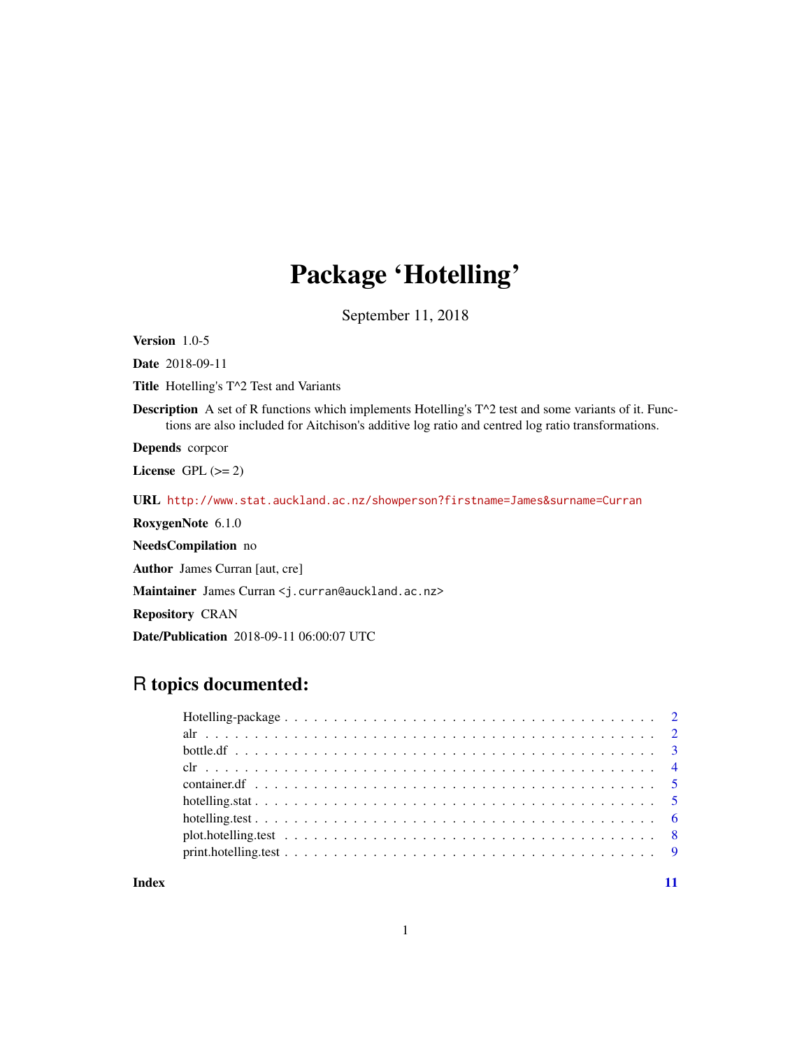# Package 'Hotelling'

September 11, 2018

**Version** 1.0-5

**Date** 2018-09-11

**Title** Hotelling's T^2 Test and Variants

**Description** A set of R functions which implements Hotelling's T^2 test and some variants of it. Functions are also included for Aitchison's additive log ratio and centred log ratio transformations.

**Depends** corpcor

**License** GPL (>= 2)

**URL** http://www.stat.auckland.ac.nz/showperson?firstname=James&surname=Curran

**RoxygenNote** 6.1.0

**NeedsCompilation** no

**Author** James Curran [aut, cre]

**Maintainer** James Curran <j.curran@auckland.ac.nz>

**Repository** CRAN

**Date/Publication** 2018-09-11 06:00:07 UTC

## R topics documented:

- Hotelling-package . . . . . . . . . . . . . . . . . . . . . . . . . . . . . . . . . . . . . . 2
- alr . . . . . . . . . . . . . . . . . . . . . . . . . . . . . . . . . . . . . . . . . . . . . . . . 2
- bottle.df . . . . . . . . . . . . . . . . . . . . . . . . . . . . . . . . . . . . . . . . . . . . 3
- clr . . . . . . . . . . . . . . . . . . . . . . . . . . . . . . . . . . . . . . . . . . . . . . . . 4
- container.df . . . . . . . . . . . . . . . . . . . . . . . . . . . . . . . . . . . . . . . . . . 5
- hotelling.stat . . . . . . . . . . . . . . . . . . . . . . . . . . . . . . . . . . . . . . . . . 5
- hotelling.test . . . . . . . . . . . . . . . . . . . . . . . . . . . . . . . . . . . . . . . . . 6
- plot.hotelling.test . . . . . . . . . . . . . . . . . . . . . . . . . . . . . . . . . . . . . . 8
- print.hotelling.test . . . . . . . . . . . . . . . . . . . . . . . . . . . . . . . . . . . . . 9

**Index** 11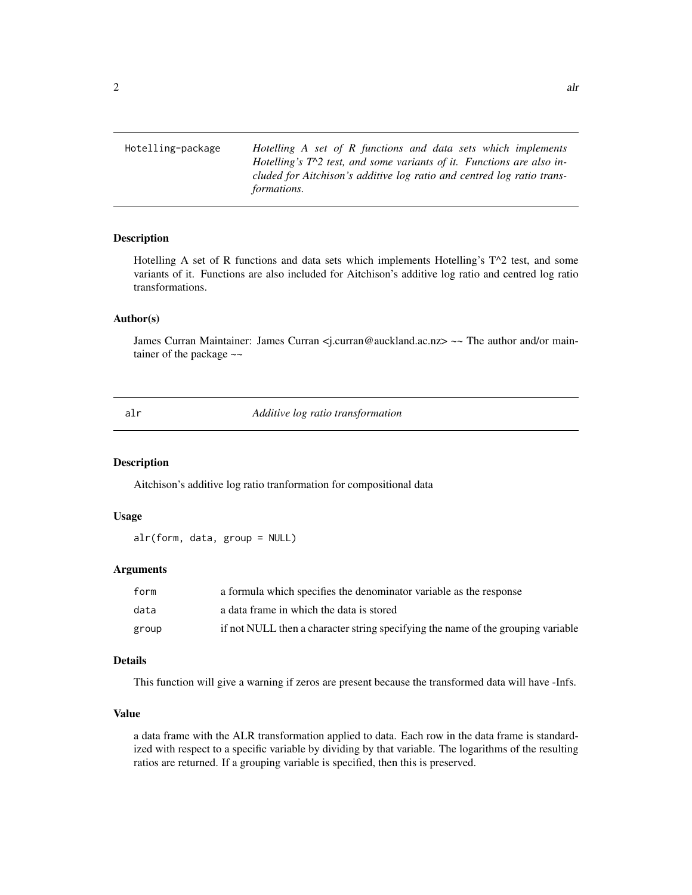## Hotelling-package

*Hotelling A set of R functions and data sets which implements Hotelling's T^2 test, and some variants of it. Functions are also included for Aitchison's additive log ratio and centred log ratio transformations.*

### Description

Hotelling A set of R functions and data sets which implements Hotelling's T^2 test, and some variants of it. Functions are also included for Aitchison's additive log ratio and centred log ratio transformations.

### Author(s)

James Curran Maintainer: James Curran <j.curran@auckland.ac.nz> ~~ The author and/or maintainer of the package ~~

## alr

*Additive log ratio transformation*

### Description

Aitchison's additive log ratio tranformation for compositional data

### Usage

```
alr(form, data, group = NULL)
```

### Arguments

| | |
|---|---|
| form | a formula which specifies the denominator variable as the response |
| data | a data frame in which the data is stored |
| group | if not NULL then a character string specifying the name of the grouping variable |

### Details

This function will give a warning if zeros are present because the transformed data will have -Infs.

### Value

a data frame with the ALR transformation applied to data. Each row in the data frame is standardized with respect to a specific variable by dividing by that variable. The logarithms of the resulting ratios are returned. If a grouping variable is specified, then this is preserved.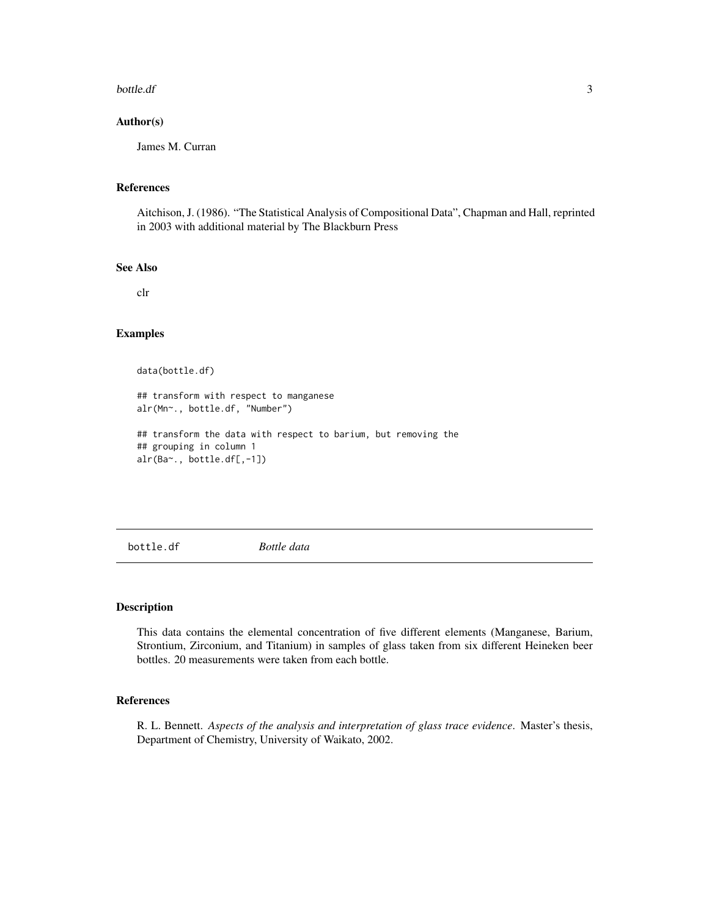### Author(s)

James M. Curran

### References

Aitchison, J. (1986). "The Statistical Analysis of Compositional Data", Chapman and Hall, reprinted in 2003 with additional material by The Blackburn Press

### See Also

clr

### Examples

```
data(bottle.df)

## transform with respect to manganese
alr(Mn~., bottle.df, "Number")

## transform the data with respect to barium, but removing the
## grouping in column 1
alr(Ba~., bottle.df[,-1])
```

---

## bottle.df *Bottle data*

---

### Description

This data contains the elemental concentration of five different elements (Manganese, Barium, Strontium, Zirconium, and Titanium) in samples of glass taken from six different Heineken beer bottles. 20 measurements were taken from each bottle.

### References

R. L. Bennett. *Aspects of the analysis and interpretation of glass trace evidence*. Master's thesis, Department of Chemistry, University of Waikato, 2002.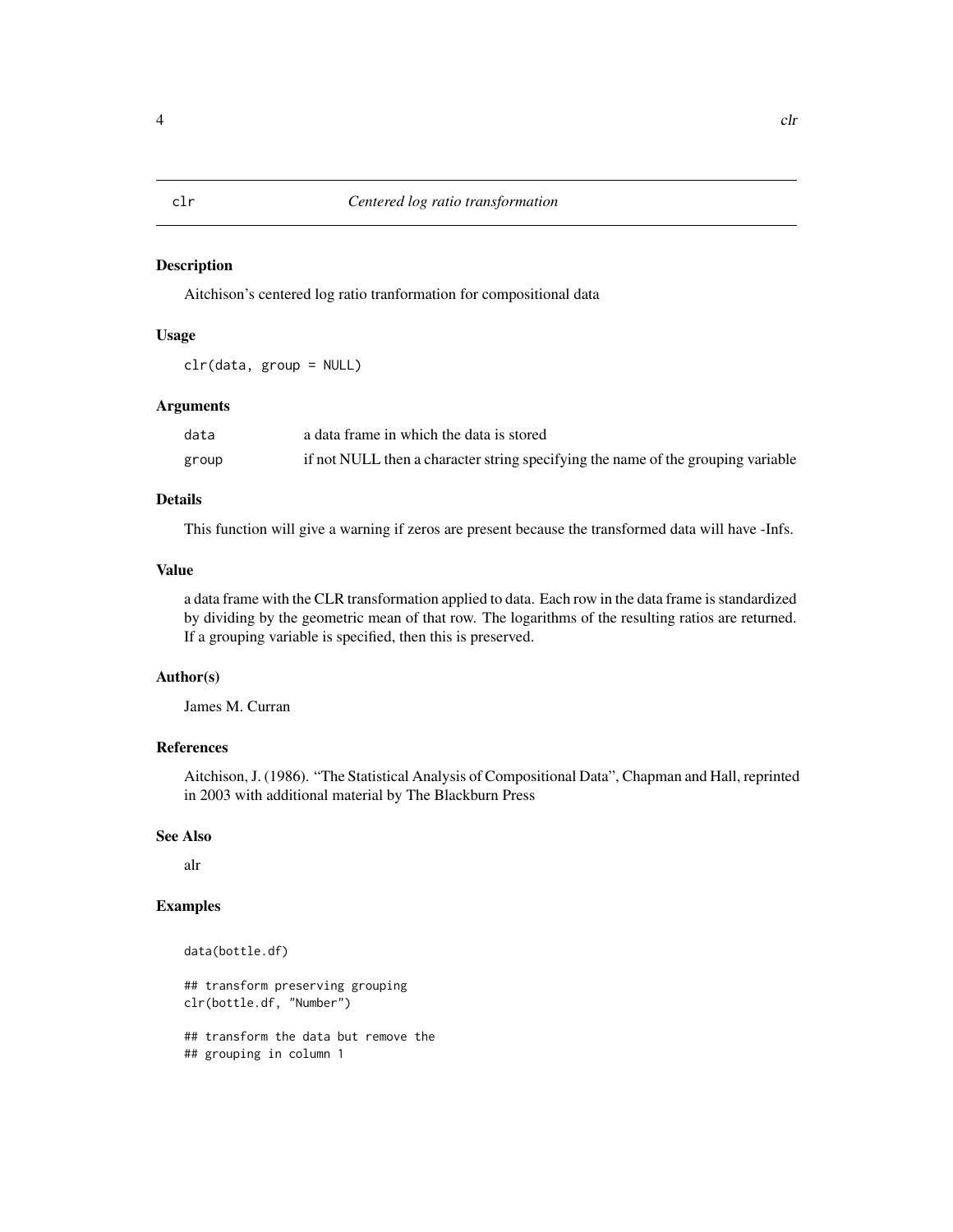# clr — *Centered log ratio transformation*

## Description

Aitchison's centered log ratio tranformation for compositional data

## Usage

```
clr(data, group = NULL)
```

## Arguments

| | |
|---|---|
| data | a data frame in which the data is stored |
| group | if not NULL then a character string specifying the name of the grouping variable |

## Details

This function will give a warning if zeros are present because the transformed data will have -Infs.

## Value

a data frame with the CLR transformation applied to data. Each row in the data frame is standardized by dividing by the geometric mean of that row. The logarithms of the resulting ratios are returned. If a grouping variable is specified, then this is preserved.

## Author(s)

James M. Curran

## References

Aitchison, J. (1986). "The Statistical Analysis of Compositional Data", Chapman and Hall, reprinted in 2003 with additional material by The Blackburn Press

## See Also

alr

## Examples

```
data(bottle.df)

## transform preserving grouping
clr(bottle.df, "Number")

## transform the data but remove the
## grouping in column 1
```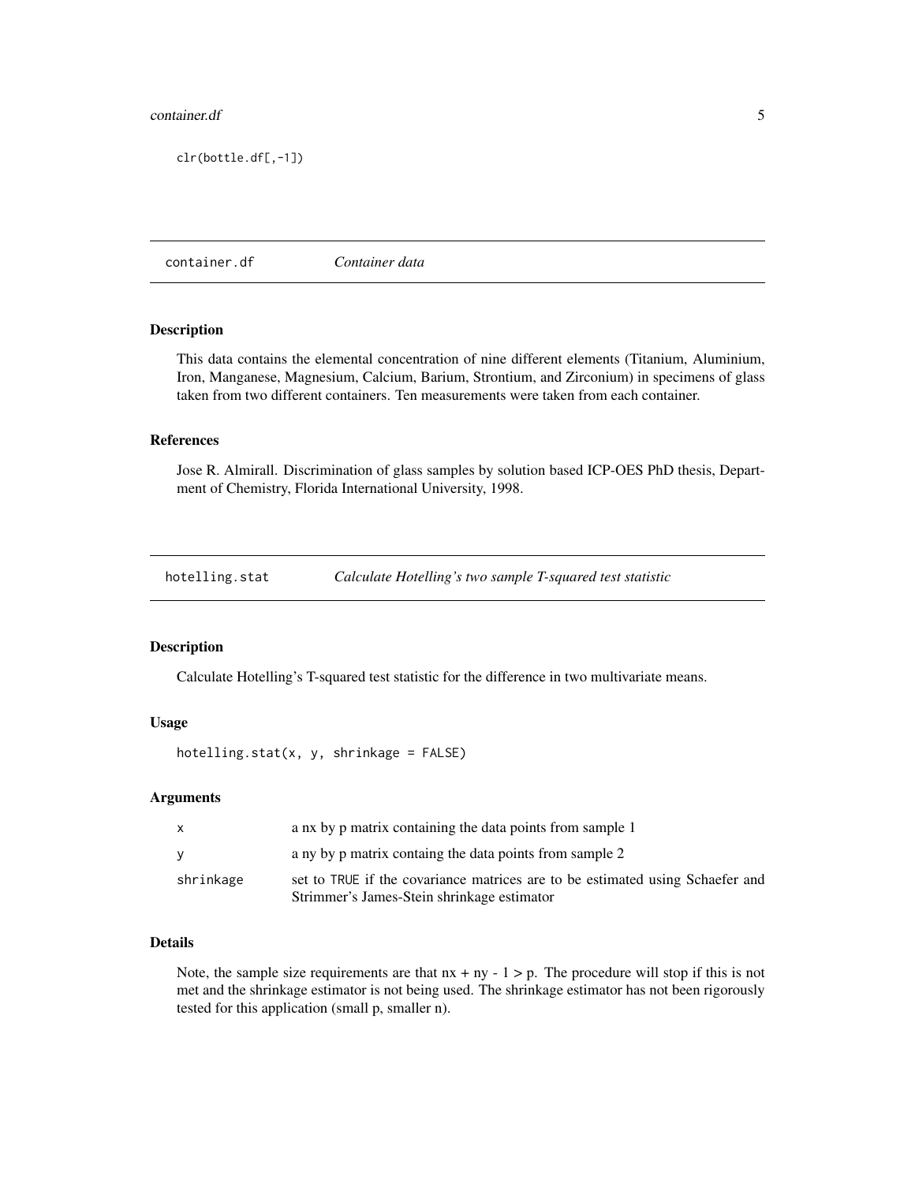```
clr(bottle.df[,-1])
```

## container.df — *Container data*

### Description

This data contains the elemental concentration of nine different elements (Titanium, Aluminium, Iron, Manganese, Magnesium, Calcium, Barium, Strontium, and Zirconium) in specimens of glass taken from two different containers. Ten measurements were taken from each container.

### References

Jose R. Almirall. Discrimination of glass samples by solution based ICP-OES PhD thesis, Department of Chemistry, Florida International University, 1998.

## hotelling.stat — *Calculate Hotelling's two sample T-squared test statistic*

### Description

Calculate Hotelling's T-squared test statistic for the difference in two multivariate means.

### Usage

```
hotelling.stat(x, y, shrinkage = FALSE)
```

### Arguments

| | |
|---|---|
| x | a nx by p matrix containing the data points from sample 1 |
| y | a ny by p matrix containg the data points from sample 2 |
| shrinkage | set to TRUE if the covariance matrices are to be estimated using Schaefer and Strimmer's James-Stein shrinkage estimator |

### Details

Note, the sample size requirements are that nx + ny - 1 > p. The procedure will stop if this is not met and the shrinkage estimator is not being used. The shrinkage estimator has not been rigorously tested for this application (small p, smaller n).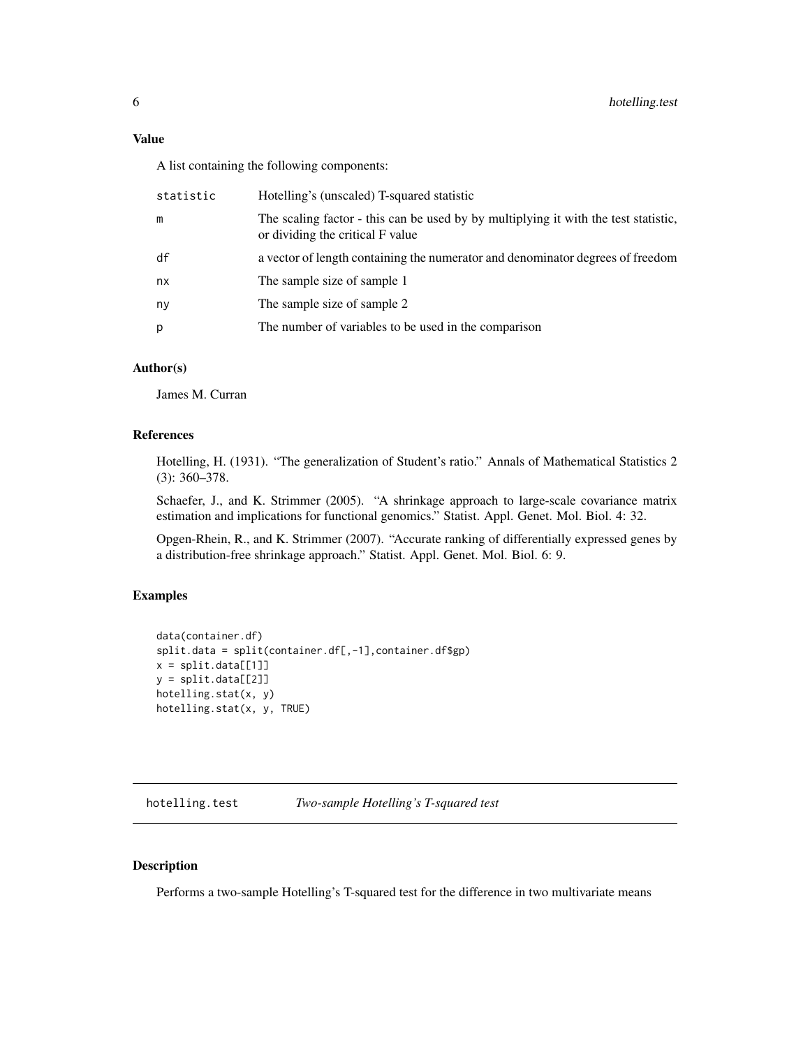### Value

A list containing the following components:

| | |
|---|---|
| statistic | Hotelling's (unscaled) T-squared statistic |
| m | The scaling factor - this can be used by by multiplying it with the test statistic, or dividing the critical F value |
| df | a vector of length containing the numerator and denominator degrees of freedom |
| nx | The sample size of sample 1 |
| ny | The sample size of sample 2 |
| p | The number of variables to be used in the comparison |

### Author(s)

James M. Curran

### References

Hotelling, H. (1931). "The generalization of Student's ratio." Annals of Mathematical Statistics 2 (3): 360–378.

Schaefer, J., and K. Strimmer (2005). "A shrinkage approach to large-scale covariance matrix estimation and implications for functional genomics." Statist. Appl. Genet. Mol. Biol. 4: 32.

Opgen-Rhein, R., and K. Strimmer (2007). "Accurate ranking of differentially expressed genes by a distribution-free shrinkage approach." Statist. Appl. Genet. Mol. Biol. 6: 9.

### Examples

```
data(container.df)
split.data = split(container.df[,-1],container.df$gp)
x = split.data[[1]]
y = split.data[[2]]
hotelling.stat(x, y)
hotelling.stat(x, y, TRUE)
```

---

## hotelling.test — *Two-sample Hotelling's T-squared test*

### Description

Performs a two-sample Hotelling's T-squared test for the difference in two multivariate means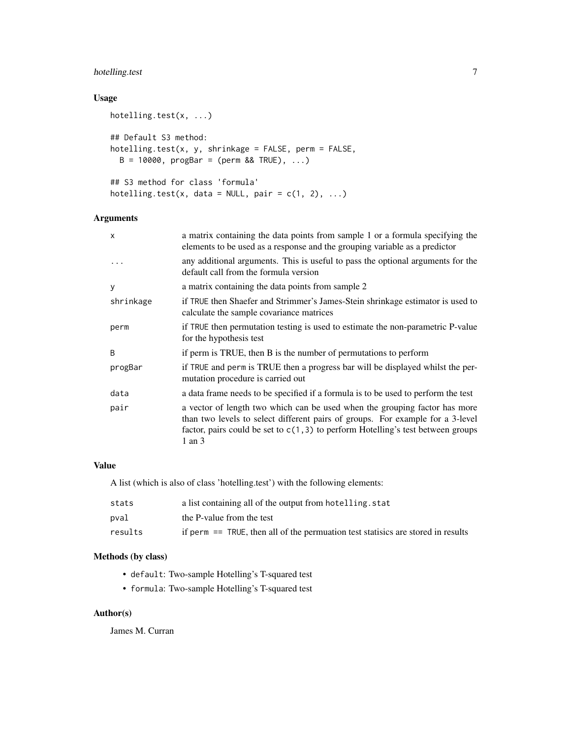### Usage

```
hotelling.test(x, ...)

## Default S3 method:
hotelling.test(x, y, shrinkage = FALSE, perm = FALSE,
  B = 10000, progBar = (perm && TRUE), ...)

## S3 method for class 'formula'
hotelling.test(x, data = NULL, pair = c(1, 2), ...)
```

### Arguments

| | |
|---|---|
| `x` | a matrix containing the data points from sample 1 or a formula specifying the elements to be used as a response and the grouping variable as a predictor |
| `...` | any additional arguments. This is useful to pass the optional arguments for the default call from the formula version |
| `y` | a matrix containing the data points from sample 2 |
| `shrinkage` | if `TRUE` then Shaefer and Strimmer's James-Stein shrinkage estimator is used to calculate the sample covariance matrices |
| `perm` | if `TRUE` then permutation testing is used to estimate the non-parametric P-value for the hypothesis test |
| `B` | if perm is TRUE, then B is the number of permutations to perform |
| `progBar` | if `TRUE` and `perm` is TRUE then a progress bar will be displayed whilst the permutation procedure is carried out |
| `data` | a data frame needs to be specified if a formula is to be used to perform the test |
| `pair` | a vector of length two which can be used when the grouping factor has more than two levels to select different pairs of groups. For example for a 3-level factor, pairs could be set to `c(1,3)` to perform Hotelling's test between groups 1 an 3 |

### Value

A list (which is also of class 'hotelling.test') with the following elements:

| | |
|---|---|
| `stats` | a list containing all of the output from `hotelling.stat` |
| `pval` | the P-value from the test |
| `results` | if `perm == TRUE`, then all of the permuation test statisics are stored in results |

### Methods (by class)

- `default`: Two-sample Hotelling's T-squared test
- `formula`: Two-sample Hotelling's T-squared test

### Author(s)

James M. Curran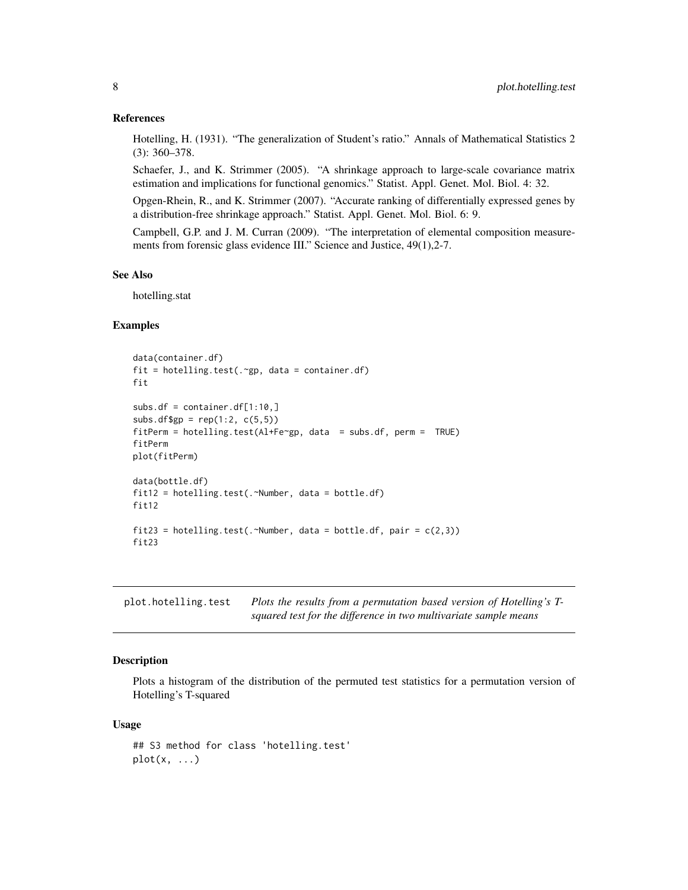### References

Hotelling, H. (1931). "The generalization of Student's ratio." Annals of Mathematical Statistics 2 (3): 360–378.

Schaefer, J., and K. Strimmer (2005). "A shrinkage approach to large-scale covariance matrix estimation and implications for functional genomics." Statist. Appl. Genet. Mol. Biol. 4: 32.

Opgen-Rhein, R., and K. Strimmer (2007). "Accurate ranking of differentially expressed genes by a distribution-free shrinkage approach." Statist. Appl. Genet. Mol. Biol. 6: 9.

Campbell, G.P. and J. M. Curran (2009). "The interpretation of elemental composition measurements from forensic glass evidence III." Science and Justice, 49(1),2-7.

### See Also

hotelling.stat

### Examples

```
data(container.df)
fit = hotelling.test(.~gp, data = container.df)
fit

subs.df = container.df[1:10,]
subs.df$gp = rep(1:2, c(5,5))
fitPerm = hotelling.test(Al+Fe~gp, data  = subs.df, perm =  TRUE)
fitPerm
plot(fitPerm)

data(bottle.df)
fit12 = hotelling.test(.~Number, data = bottle.df)
fit12

fit23 = hotelling.test(.~Number, data = bottle.df, pair = c(2,3))
fit23
```

---

## plot.hotelling.test

*Plots the results from a permutation based version of Hotelling's T-squared test for the difference in two multivariate sample means*

### Description

Plots a histogram of the distribution of the permuted test statistics for a permutation version of Hotelling's T-squared

### Usage

```
## S3 method for class 'hotelling.test'
plot(x, ...)
```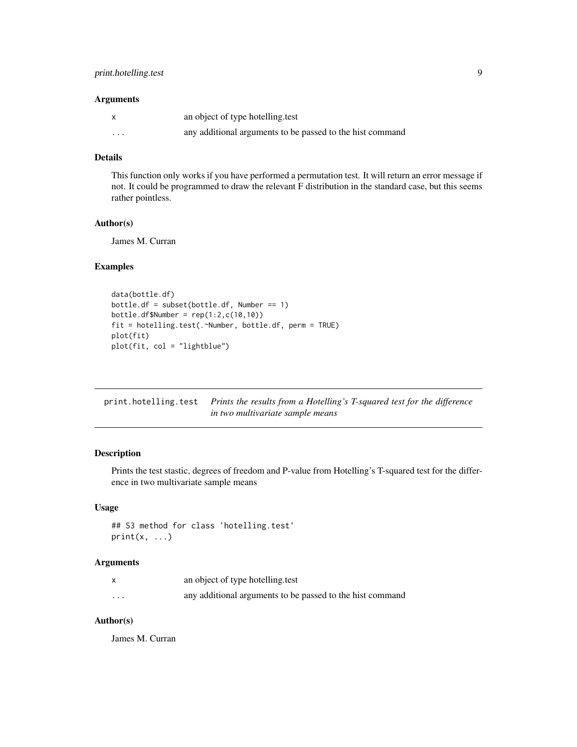### Arguments

| | |
|---|---|
| x | an object of type hotelling.test |
| ... | any additional arguments to be passed to the hist command |

### Details

This function only works if you have performed a permutation test. It will return an error message if not. It could be programmed to draw the relevant F distribution in the standard case, but this seems rather pointless.

### Author(s)

James M. Curran

### Examples

```
data(bottle.df)
bottle.df = subset(bottle.df, Number == 1)
bottle.df$Number = rep(1:2,c(10,10))
fit = hotelling.test(.~Number, bottle.df, perm = TRUE)
plot(fit)
plot(fit, col = "lightblue")
```

---

## print.hotelling.test *Prints the results from a Hotelling's T-squared test for the difference in two multivariate sample means*

---

### Description

Prints the test stastic, degrees of freedom and P-value from Hotelling's T-squared test for the difference in two multivariate sample means

### Usage

```
## S3 method for class 'hotelling.test'
print(x, ...)
```

### Arguments

| | |
|---|---|
| x | an object of type hotelling.test |
| ... | any additional arguments to be passed to the hist command |

### Author(s)

James M. Curran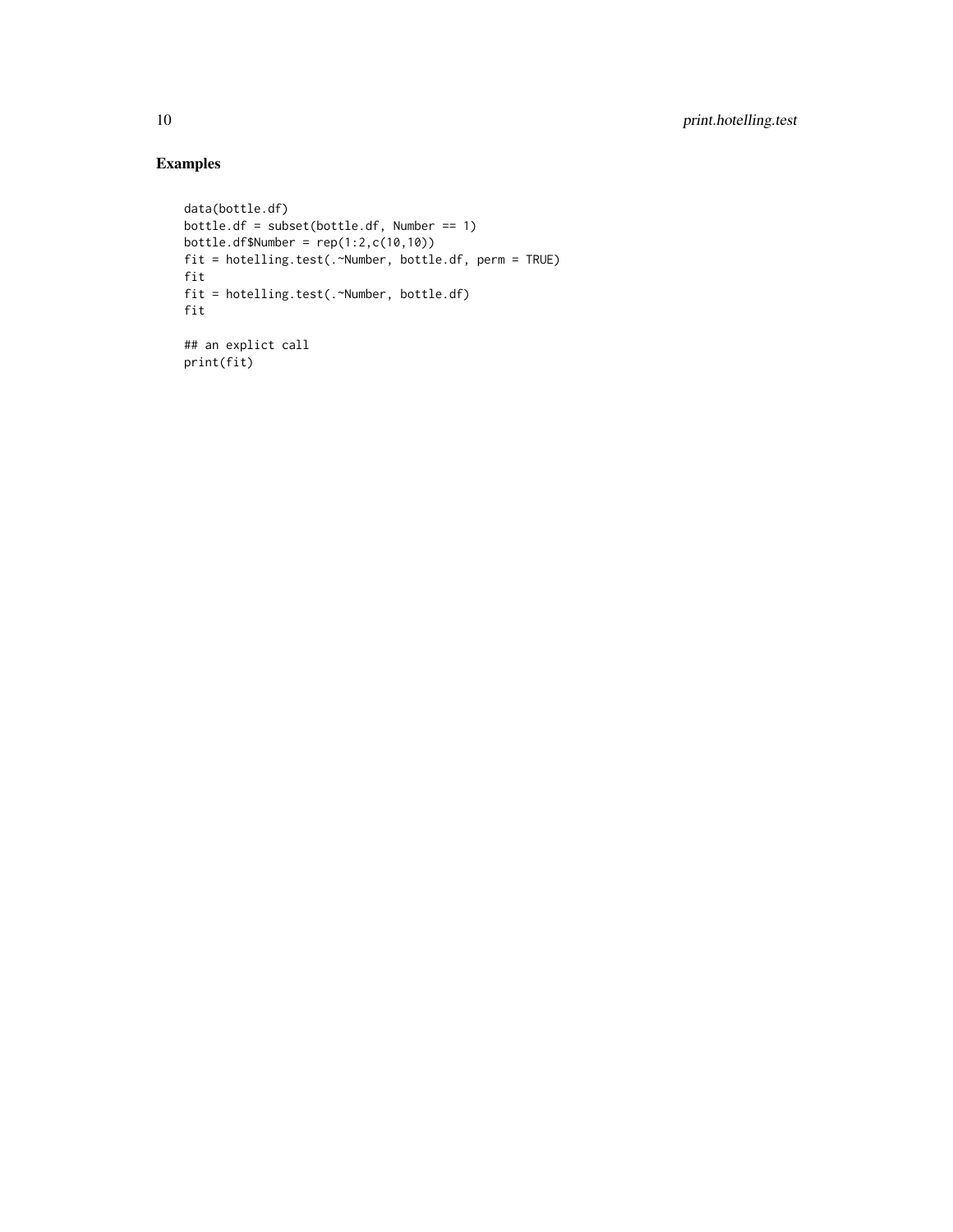## Examples

```
data(bottle.df)
bottle.df = subset(bottle.df, Number == 1)
bottle.df$Number = rep(1:2,c(10,10))
fit = hotelling.test(.~Number, bottle.df, perm = TRUE)
fit
fit = hotelling.test(.~Number, bottle.df)
fit

## an explict call
print(fit)
```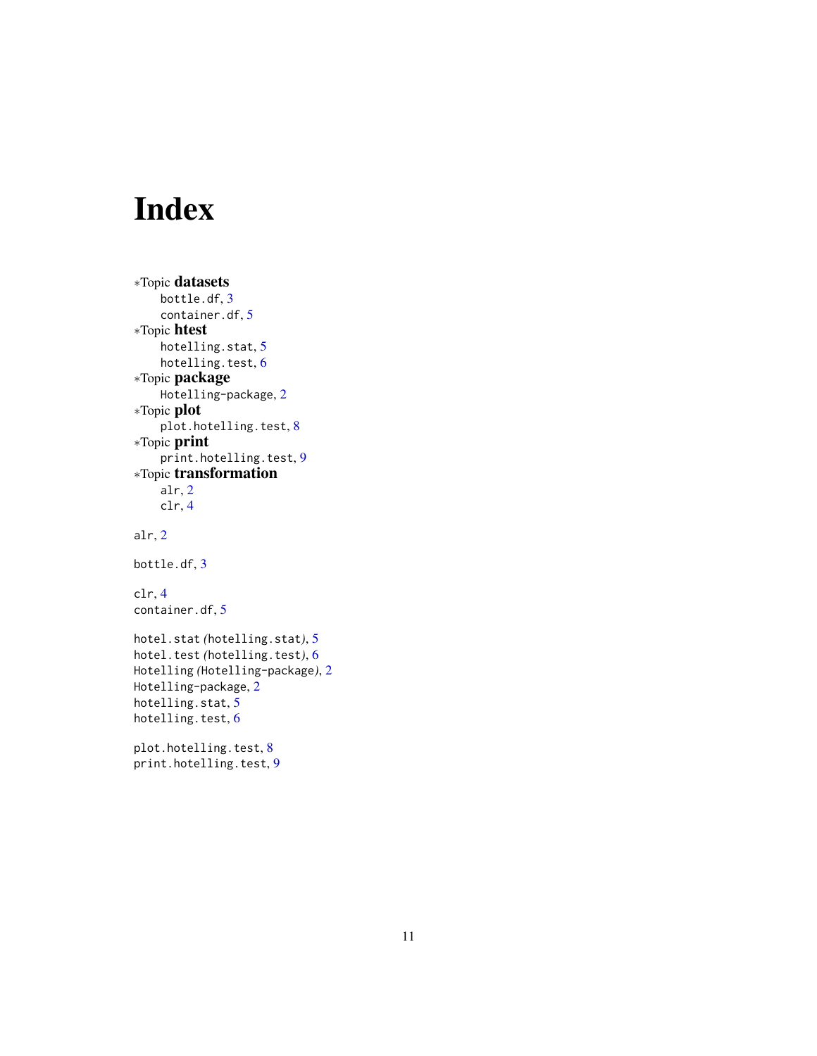# Index

*Topic **datasets**
  bottle.df, 3
  container.df, 5
*Topic **htest**
  hotelling.stat, 5
  hotelling.test, 6
*Topic **package**
  Hotelling-package, 2
*Topic **plot**
  plot.hotelling.test, 8
*Topic **print**
  print.hotelling.test, 9
*Topic **transformation**
  alr, 2
  clr, 4

alr, 2

bottle.df, 3

clr, 4
container.df, 5

hotel.stat *(*hotelling.stat*)*, 5
hotel.test *(*hotelling.test*)*, 6
Hotelling *(*Hotelling-package*)*, 2
Hotelling-package, 2
hotelling.stat, 5
hotelling.test, 6

plot.hotelling.test, 8
print.hotelling.test, 9